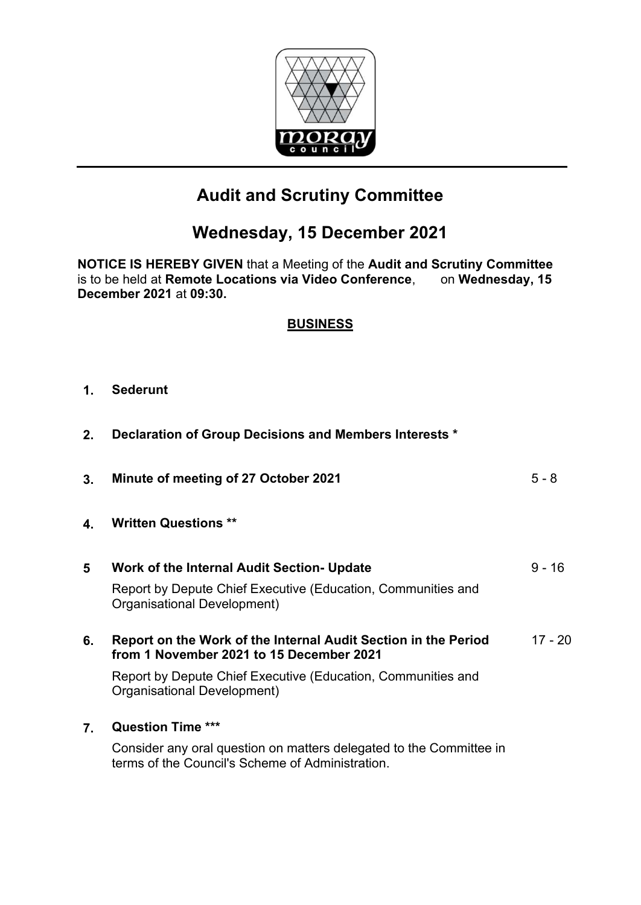# Audit and Scrutiny Committee

## Wednesday, 15 December 2021

**NOTICE IS HEREBY GIVEN** that a Meeting of the **Audit and Scrutiny Committee** is to be held at **Remote Locations via Video Conference**, on **Wednesday, 15 December 2021** at **09:30.**

**BUSINESS**

| | | |
|---|---|---|
| **1.** | **Sederunt** | |
| **2.** | **Declaration of Group Decisions and Members Interests *** | |
| **3.** | **Minute of meeting of 27 October 2021** | 5 - 8 |
| **4.** | **Written Questions **** | |
| **5** | **Work of the Internal Audit Section- Update**<br>Report by Depute Chief Executive (Education, Communities and Organisational Development) | 9 - 16 |
| **6.** | **Report on the Work of the Internal Audit Section in the Period from 1 November 2021 to 15 December 2021**<br>Report by Depute Chief Executive (Education, Communities and Organisational Development) | 17 - 20 |
| **7.** | **Question Time *****<br>Consider any oral question on matters delegated to the Committee in terms of the Council's Scheme of Administration. | |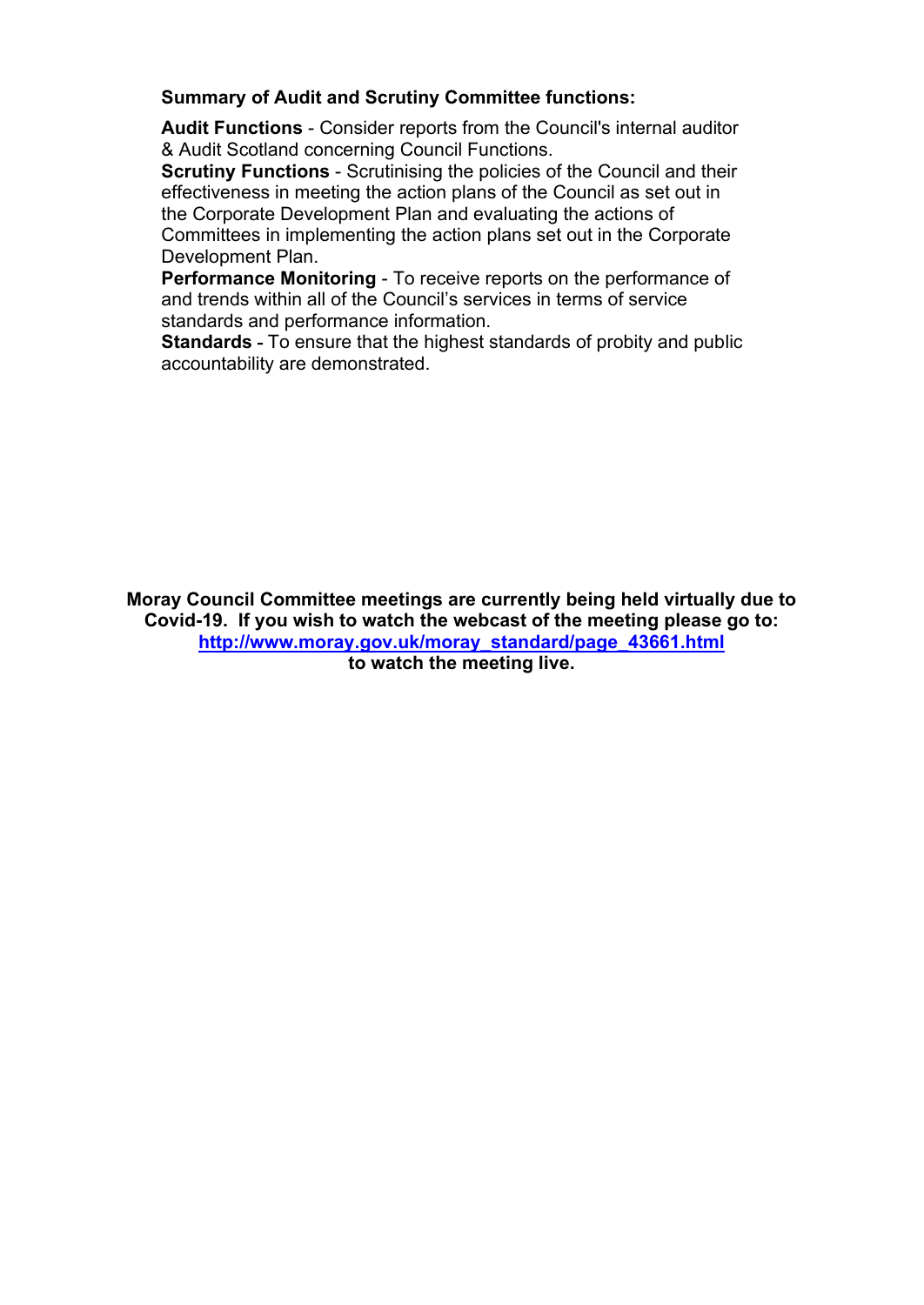**Summary of Audit and Scrutiny Committee functions:**

**Audit Functions** - Consider reports from the Council's internal auditor & Audit Scotland concerning Council Functions.
**Scrutiny Functions** - Scrutinising the policies of the Council and their effectiveness in meeting the action plans of the Council as set out in the Corporate Development Plan and evaluating the actions of Committees in implementing the action plans set out in the Corporate Development Plan.
**Performance Monitoring** - To receive reports on the performance of and trends within all of the Council's services in terms of service standards and performance information.
**Standards** - To ensure that the highest standards of probity and public accountability are demonstrated.

**Moray Council Committee meetings are currently being held virtually due to Covid-19. If you wish to watch the webcast of the meeting please go to: [http://www.moray.gov.uk/moray_standard/page_43661.html](http://www.moray.gov.uk/moray_standard/page_43661.html) to watch the meeting live.**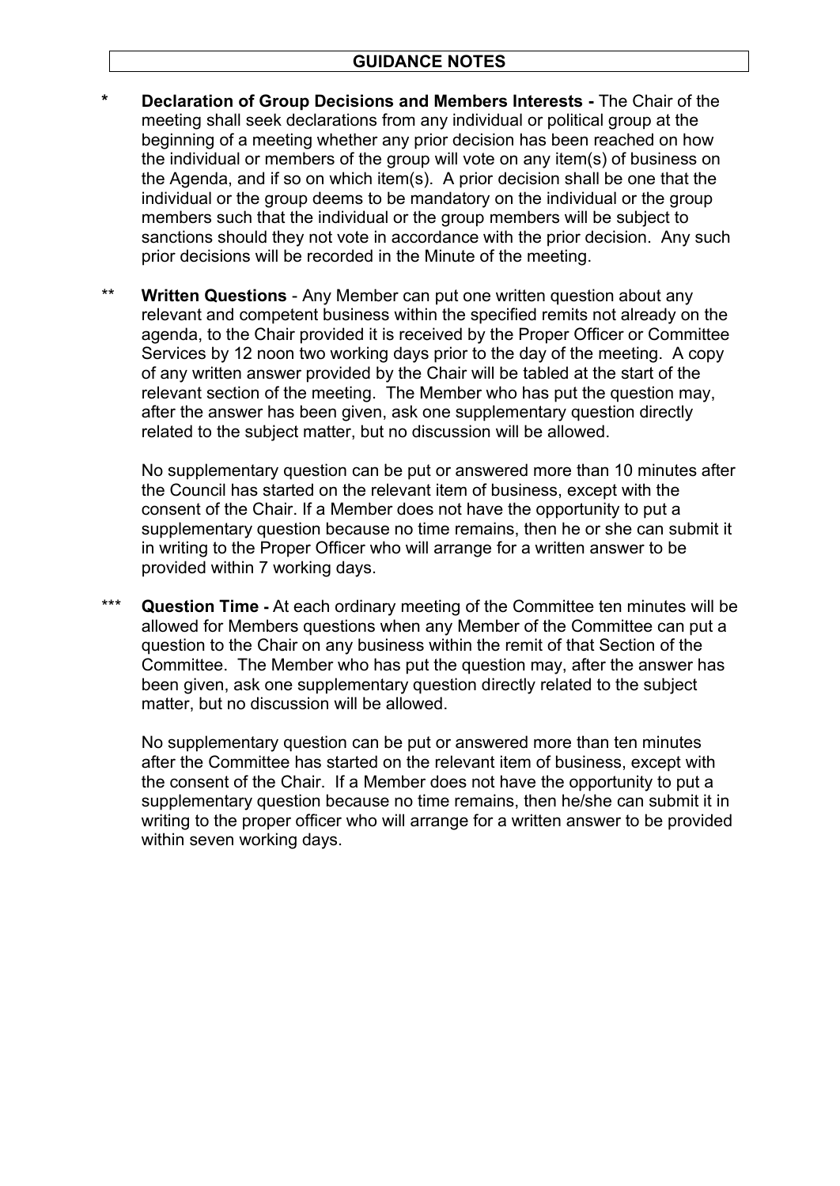## GUIDANCE NOTES

\* **Declaration of Group Decisions and Members Interests -** The Chair of the meeting shall seek declarations from any individual or political group at the beginning of a meeting whether any prior decision has been reached on how the individual or members of the group will vote on any item(s) of business on the Agenda, and if so on which item(s). A prior decision shall be one that the individual or the group deems to be mandatory on the individual or the group members such that the individual or the group members will be subject to sanctions should they not vote in accordance with the prior decision. Any such prior decisions will be recorded in the Minute of the meeting.

\** **Written Questions** - Any Member can put one written question about any relevant and competent business within the specified remits not already on the agenda, to the Chair provided it is received by the Proper Officer or Committee Services by 12 noon two working days prior to the day of the meeting. A copy of any written answer provided by the Chair will be tabled at the start of the relevant section of the meeting. The Member who has put the question may, after the answer has been given, ask one supplementary question directly related to the subject matter, but no discussion will be allowed.

No supplementary question can be put or answered more than 10 minutes after the Council has started on the relevant item of business, except with the consent of the Chair. If a Member does not have the opportunity to put a supplementary question because no time remains, then he or she can submit it in writing to the Proper Officer who will arrange for a written answer to be provided within 7 working days.

\*** **Question Time -** At each ordinary meeting of the Committee ten minutes will be allowed for Members questions when any Member of the Committee can put a question to the Chair on any business within the remit of that Section of the Committee. The Member who has put the question may, after the answer has been given, ask one supplementary question directly related to the subject matter, but no discussion will be allowed.

No supplementary question can be put or answered more than ten minutes after the Committee has started on the relevant item of business, except with the consent of the Chair. If a Member does not have the opportunity to put a supplementary question because no time remains, then he/she can submit it in writing to the proper officer who will arrange for a written answer to be provided within seven working days.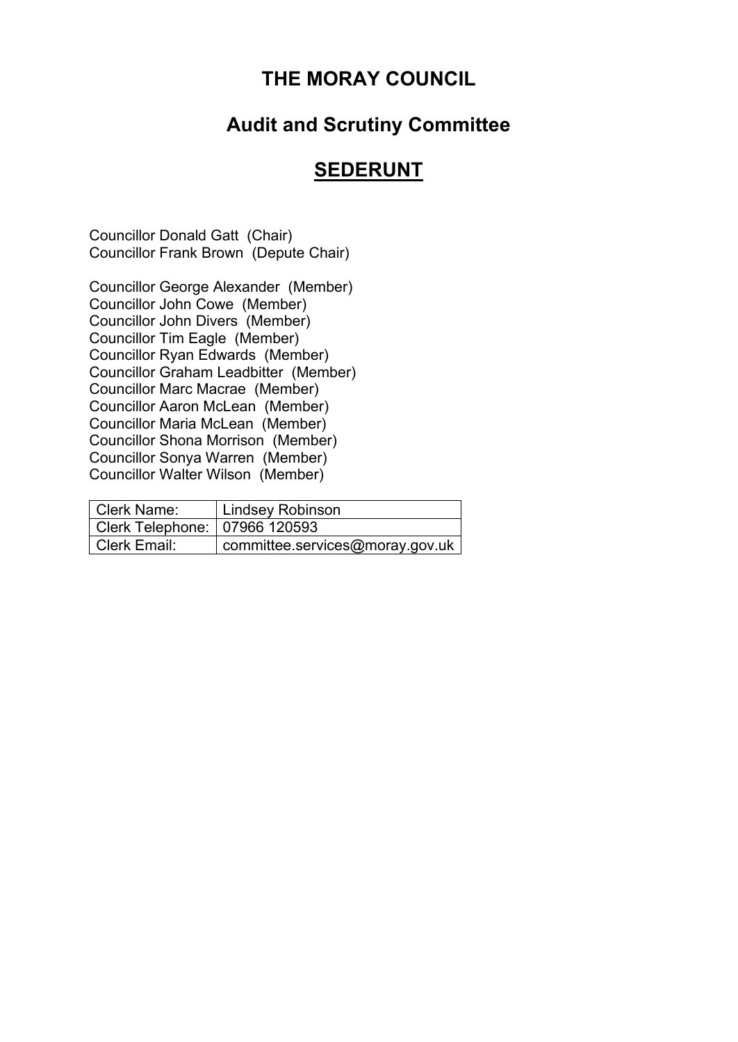# THE MORAY COUNCIL

## Audit and Scrutiny Committee

## SEDERUNT

Councillor Donald Gatt (Chair)
Councillor Frank Brown (Depute Chair)

Councillor George Alexander (Member)
Councillor John Cowe (Member)
Councillor John Divers (Member)
Councillor Tim Eagle (Member)
Councillor Ryan Edwards (Member)
Councillor Graham Leadbitter (Member)
Councillor Marc Macrae (Member)
Councillor Aaron McLean (Member)
Councillor Maria McLean (Member)
Councillor Shona Morrison (Member)
Councillor Sonya Warren (Member)
Councillor Walter Wilson (Member)

| | |
|---|---|
| Clerk Name: | Lindsey Robinson |
| Clerk Telephone: | 07966 120593 |
| Clerk Email: | committee.services@moray.gov.uk |